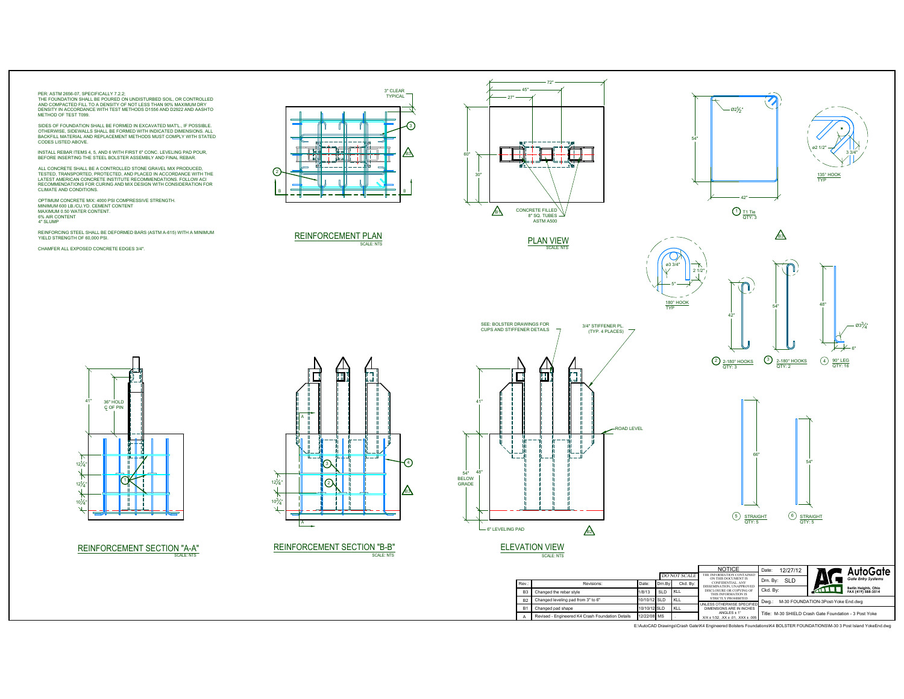PER: ASTM 2656-07, SPECIFICALLY 7.2.2:
THE FOUNDATION SHALL BE POURED ON UNDISTURBED SOIL, OR CONTROLLED AND COMPACTED FILL TO A DENSITY OF NOT LESS THAN 90% MAXIMUM DRY DENSITY IN ACCORDANCE WITH TEST METHODS D1556 AND D2922 AND AASHTO METHOD OF TEST T099.

SIDES OF FOUNDATION SHALL BE FORMED IN EXCAVATED MAT'L., IF POSSIBLE. OTHERWISE, SIDEWALLS SHALL BE FORMED WITH INDICATED DIMENSIONS. ALL BACKFILL MATERIAL AND REPLACEMENT METHODS MUST COMPLY WITH STATED CODES LISTED ABOVE.

INSTALL REBAR ITEMS 4, 5, AND 6 WITH FIRST 6" CONC. LEVELING PAD POUR, BEFORE INSERTING THE STEEL BOLSTER ASSEMBLY AND FINAL REBAR.

ALL CONCRETE SHALL BE A CONTROLLED STONE GRAVEL MIX PRODUCED, TESTED, TRANSPORTED, PROTECTED, AND PLACED IN ACCORDANCE WITH THE LATEST AMERICAN CONCRETE INSTITUTE RECOMMENDATIONS. FOLLOW ACI RECOMMENDATIONS FOR CURING AND MIX DESIGN WITH CONSIDERATION FOR CLIMATE AND CONDITIONS.

OPTIMUM CONCRETE MIX: 4000 PSI COMPRESSIVE STRENGTH.
MINIMUM 600 LB./CU.YD. CEMENT CONTENT
MAXIMUM 0.50 WATER CONTENT.
6% AIR CONTENT
4" SLUMP

REINFORCING STEEL SHALL BE DEFORMED BARS (ASTM A-615) WITH A MINIMUM YIELD STRENGTH OF 60,000 PSI.

CHAMFER ALL EXPOSED CONCRETE EDGES 3/4".

REINFORCEMENT PLAN
SCALE: NTS

3" CLEAR TYPICAL

PLAN VIEW
SCALE: NTS

72" 45" 27" 60" 30"

CONCRETE FILLED 8" SQ. TUBES ASTM A500

1 T1 Tie QTY: 3 — 54" × 42", Ø2 1/2"

135° HOOK TYP — ø2 1/2", 3 3/4"

180° HOOK TYP — ø3 3/4", 2 1/2", 5"

2 2-180° HOOKS QTY: 3 — 42"

3 2-180° HOOKS QTY: 2 — 54"

4 90° LEG QTY: 16 — 48", Ø3 3/4", 6"

5 STRAIGHT QTY: 5 — 66"

6 STRAIGHT QTY: 5 — 54"

SEE: BOLSTER DRAWINGS FOR CUPS AND STIFFENER DETAILS

3/4" STIFFENER PL. (TYP. 4 PLACES)

ROAD LEVEL

54" BELOW GRADE 48" 41"

6" LEVELING PAD

41" 36" HOLD ℄ OF PIN

12 1/4" 12 1/4" 10 1/4"

12 1/4" 10 3/4"

REINFORCEMENT SECTION "A-A"
SCALE: NTS

REINFORCEMENT SECTION "B-B"
SCALE: NTS

ELEVATION VIEW
SCALE: NTS

| Rev.: | Revisions: | Date: | Drn.By: | Ckd. By: |
|---|---|---|---|---|
| B3 | Changed the rebar style | 1/8/13 | SLD | KLL |
| B2 | Changed leveling pad from 3" to 6" | 10/10/12 | SLD | KLL |
| B1 | Changed pad shape | 10/10/12 | SLD | KLL |
| A | Revised - Engineered K4 Crash Foundation Details | 12/22/08 | MS | . |

DO NOT SCALE

NOTICE
THE INFORMATION CONTAINED ON THIS DOCUMENT IS CONFIDENTIAL. ANY DISSEMINATION, UNAPPROVED DISCLOSURE OR COPYING OF THIS INFORMATION IS STRICTLY PROHIBITED

UNLESS OTHERWISE SPECIFIED DIMENSIONS ARE IN INCHES
ANGLES ± 1°
X/X ± 1/32, .XX ± .01, .XXX ± .005

Date: 12/27/12
Drn. By: SLD
Ckd. By:

AutoGate Gate Entry Systems
Berlin Heights, Ohio FAX (419) 588-3514

Dwg.: M-30 FOUNDATION-3Post-Yoke End.dwg

Title: M-30 SHIELD Crash Gate Foundation - 3 Post Yoke

E:\AutoCAD Drawings\Crash Gate\K4 Engineered Bolsters Foundations\K4 BOLSTER FOUNDATIONS\M-30 3 Post Island YokeEnd.dwg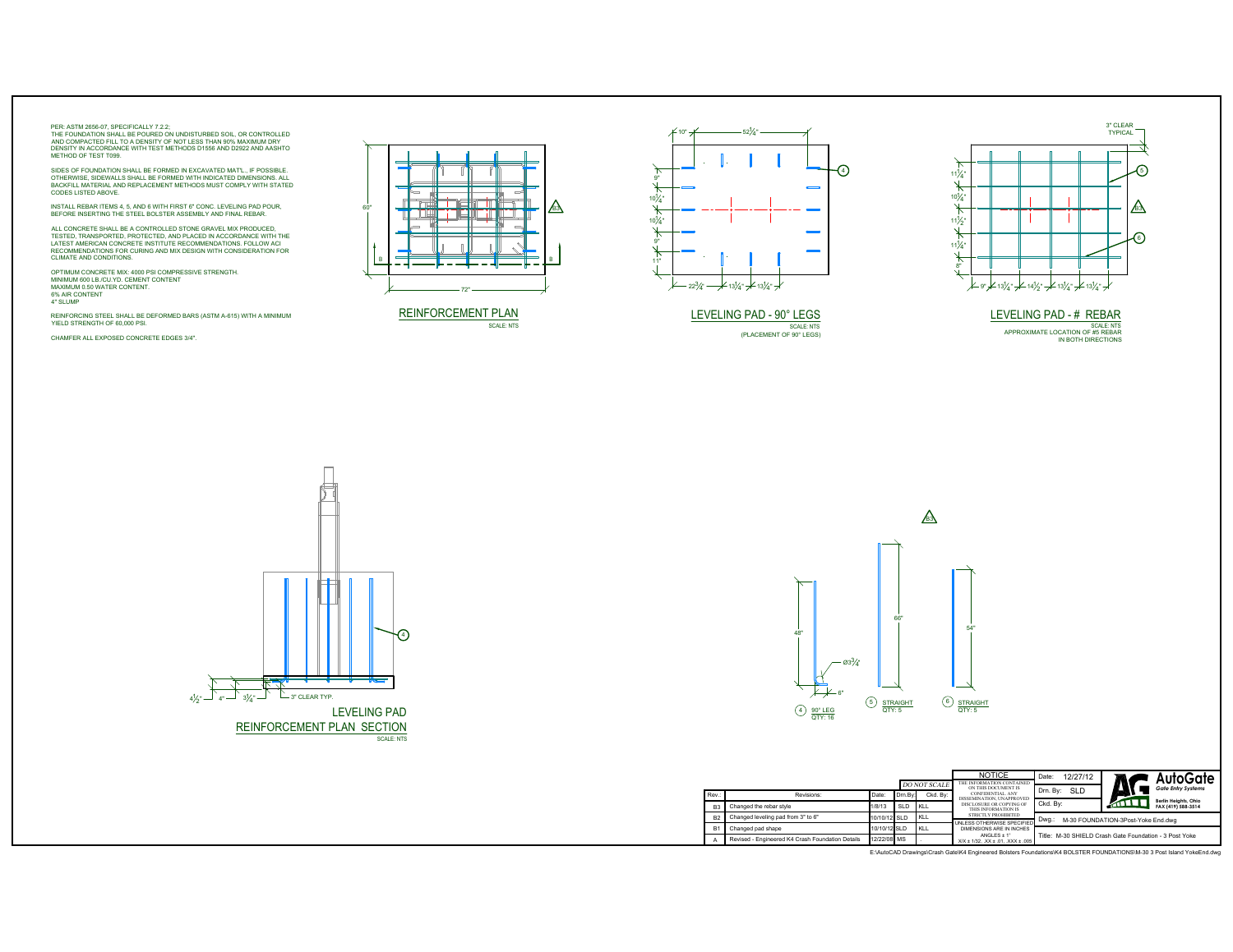PER: ASTM 2656-07, SPECIFICALLY 7.2.2;
THE FOUNDATION SHALL BE POURED ON UNDISTURBED SOIL, OR CONTROLLED AND COMPACTED FILL TO A DENSITY OF NOT LESS THAN 90% MAXIMUM DRY DENSITY IN ACCORDANCE WITH TEST METHODS D1556 AND D2922 AND AASHTO METHOD OF TEST T099.

SIDES OF FOUNDATION SHALL BE FORMED IN EXCAVATED MAT'L., IF POSSIBLE. OTHERWISE, SIDEWALLS SHALL BE FORMED WITH INDICATED DIMENSIONS. ALL BACKFILL MATERIAL AND REPLACEMENT METHODS MUST COMPLY WITH STATED CODES LISTED ABOVE.

INSTALL REBAR ITEMS 4, 5, AND 6 WITH FIRST 6" CONC. LEVELING PAD POUR, BEFORE INSERTING THE STEEL BOLSTER ASSEMBLY AND FINAL REBAR.

ALL CONCRETE SHALL BE A CONTROLLED STONE GRAVEL MIX PRODUCED, TESTED, TRANSPORTED, PROTECTED, AND PLACED IN ACCORDANCE WITH THE LATEST AMERICAN CONCRETE INSTITUTE RECOMMENDATIONS. FOLLOW ACI RECOMMENDATIONS FOR CURING AND MIX DESIGN WITH CONSIDERATION FOR CLIMATE AND CONDITIONS.

OPTIMUM CONCRETE MIX: 4000 PSI COMPRESSIVE STRENGTH.
MINIMUM 600 LB./CU.YD. CEMENT CONTENT
MAXIMUM 0.50 WATER CONTENT.
6% AIR CONTENT
4" SLUMP

REINFORCING STEEL SHALL BE DEFORMED BARS (ASTM A-615) WITH A MINIMUM YIELD STRENGTH OF 60,000 PSI.

CHAMFER ALL EXPOSED CONCRETE EDGES 3/4".

60"
B
B
72"
B3

REINFORCEMENT PLAN
SCALE: NTS

10"
52 1/4"
9"
10 1/4"
10 1/4"
9"
11"
22 3/4"
13 1/4"
13 1/4"
4

LEVELING PAD - 90° LEGS
SCALE: NTS
(PLACEMENT OF 90° LEGS)

3" CLEAR TYPICAL
11 1/4"
10 1/4"
11 1/2"
11 1/4"
8"
9"
13 3/4"
14 1/2"
13 1/4"
13 1/4"
5
B3
6

LEVELING PAD - # REBAR
SCALE: NTS
APPROXIMATE LOCATION OF #5 REBAR IN BOTH DIRECTIONS

4
4 1/2"
4"
3 3/4"
3" CLEAR TYP.

LEVELING PAD
REINFORCEMENT PLAN SECTION
SCALE: NTS

B3
48"
Ø3 3/4"
6"
4 90° LEG QTY: 16
60"
5 STRAIGHT QTY: 5
54"
6 STRAIGHT QTY: 5

| Rev.: | Revisions: | Date: | Drn.By: | Ckd. By: |
|---|---|---|---|---|
| B3 | Changed the rebar style | 1/8/13 | SLD | KLL |
| B2 | Changed leveling pad from 3" to 6" | 10/10/12 | SLD | KLL |
| B1 | Changed pad shape | 10/10/12 | SLD | KLL |
| A | Revised - Engineered K4 Crash Foundation Details | 12/22/08 | MS | . |

DO NOT SCALE

NOTICE
THE INFORMATION CONTAINED ON THIS DOCUMENT IS CONFIDENTIAL. ANY DISSEMINATION, UNAPPROVED DISCLOSURE OR COPYING OF THIS INFORMATION IS STRICTLY PROHIBITED

UNLESS OTHERWISE SPECIFIED DIMENSIONS ARE IN INCHES ANGLES ± 1°
.X/X ± 1/32, .XX ± .01, .XXX ± .005

Date: 12/27/12
Drn. By: SLD
Ckd. By:

AutoGate
Gate Entry Systems
Berlin Heights, Ohio
FAX (419) 588-3514

Dwg.: M-30 FOUNDATION-3Post-Yoke End.dwg

Title: M-30 SHIELD Crash Gate Foundation - 3 Post Yoke

E:\AutoCAD Drawings\Crash Gate\K4 Engineered Bolsters Foundations\K4 BOLSTER FOUNDATIONS\M-30 3 Post Island YokeEnd.dwg